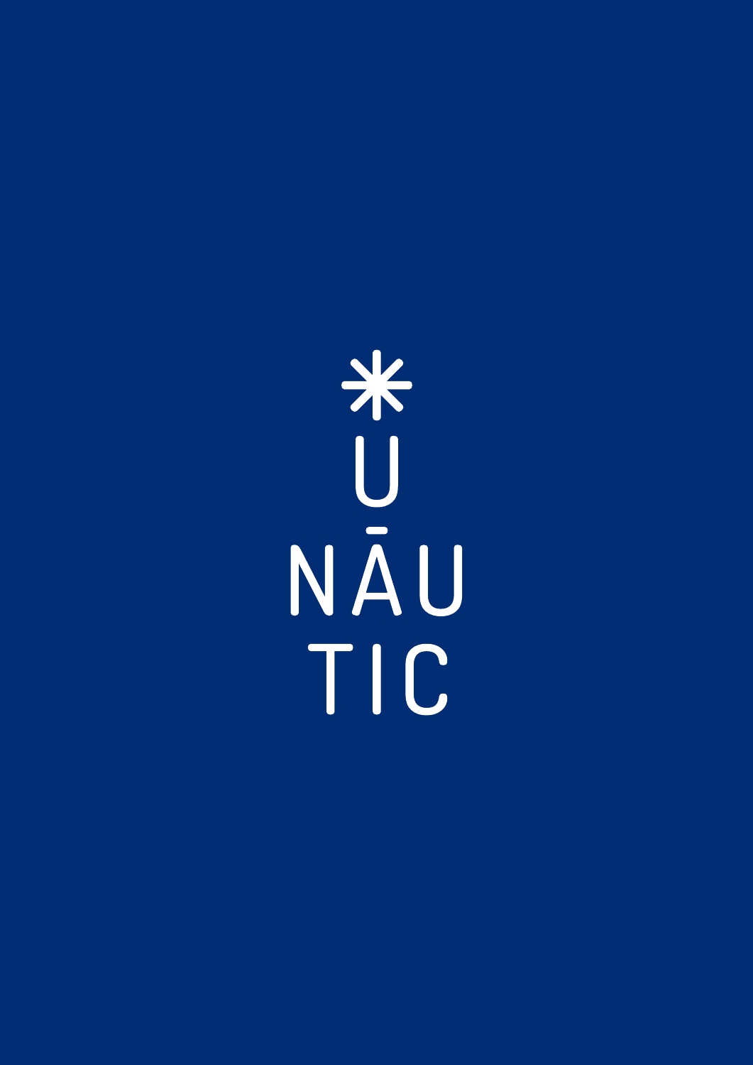*

U

NĀU

TIC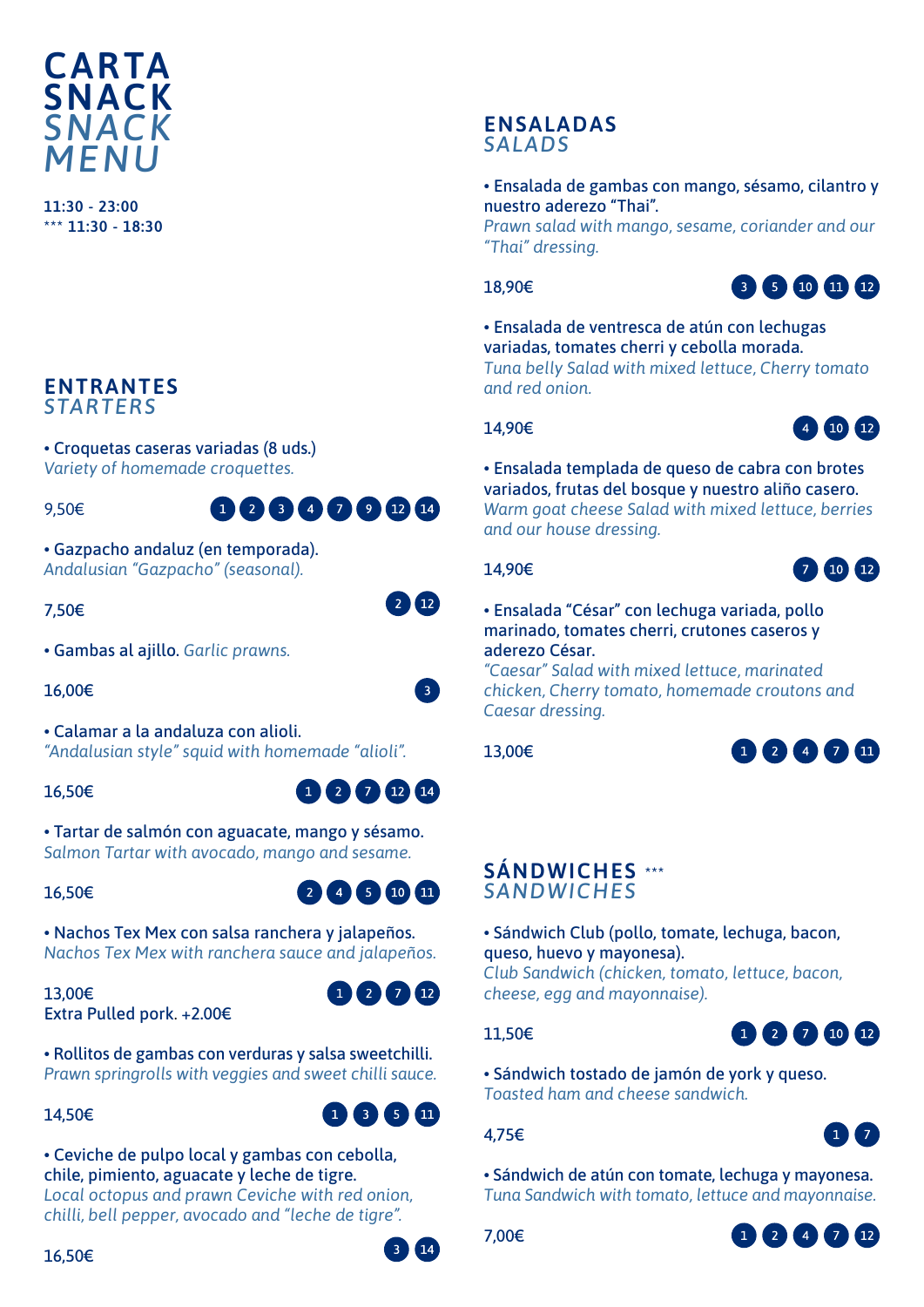# CARTA SNACK

# *SNACK MENU*

**11:30 - 23:00**
\*\*\* **11:30 - 18:30**

## ENTRANTES
*STARTERS*

- Croquetas caseras variadas (8 uds.)
*Variety of homemade croquettes.*

9,50€ — 1 2 3 4 7 9 12 14

- Gazpacho andaluz (en temporada).
*Andalusian "Gazpacho" (seasonal).*

7,50€ — 2 12

- Gambas al ajillo. *Garlic prawns.*

16,00€ — 3

- Calamar a la andaluza con alioli.
*"Andalusian style" squid with homemade "alioli".*

16,50€ — 1 2 7 12 14

- Tartar de salmón con aguacate, mango y sésamo.
*Salmon Tartar with avocado, mango and sesame.*

16,50€ — 2 4 5 10 11

- Nachos Tex Mex con salsa ranchera y jalapeños.
*Nachos Tex Mex with ranchera sauce and jalapeños.*

13,00€ — 1 2 7 12
Extra Pulled pork. +2.00€

- Rollitos de gambas con verduras y salsa sweetchilli.
*Prawn springrolls with veggies and sweet chilli sauce.*

14,50€ — 1 3 5 11

- Ceviche de pulpo local y gambas con cebolla, chile, pimiento, aguacate y leche de tigre.
*Local octopus and prawn Ceviche with red onion, chilli, bell pepper, avocado and "leche de tigre".*

16,50€ — 3 14

## ENSALADAS
*SALADS*

- Ensalada de gambas con mango, sésamo, cilantro y nuestro aderezo "Thai".
*Prawn salad with mango, sesame, coriander and our "Thai" dressing.*

18,90€ — 3 5 10 11 12

- Ensalada de ventresca de atún con lechugas variadas, tomates cherri y cebolla morada.
*Tuna belly Salad with mixed lettuce, Cherry tomato and red onion.*

14,90€ — 4 10 12

- Ensalada templada de queso de cabra con brotes variados, frutas del bosque y nuestro aliño casero.
*Warm goat cheese Salad with mixed lettuce, berries and our house dressing.*

14,90€ — 7 10 12

- Ensalada "César" con lechuga variada, pollo marinado, tomates cherri, crutones caseros y aderezo César.
*"Caesar" Salad with mixed lettuce, marinated chicken, Cherry tomato, homemade croutons and Caesar dressing.*

13,00€ — 1 2 4 7 11

## SÁNDWICHES \*\*\*
*SANDWICHES*

- Sándwich Club (pollo, tomate, lechuga, bacon, queso, huevo y mayonesa).
*Club Sandwich (chicken, tomato, lettuce, bacon, cheese, egg and mayonnaise).*

11,50€ — 1 2 7 10 12

- Sándwich tostado de jamón de york y queso.
*Toasted ham and cheese sandwich.*

4,75€ — 1 7

- Sándwich de atún con tomate, lechuga y mayonesa.
*Tuna Sandwich with tomato, lettuce and mayonnaise.*

7,00€ — 1 2 4 7 12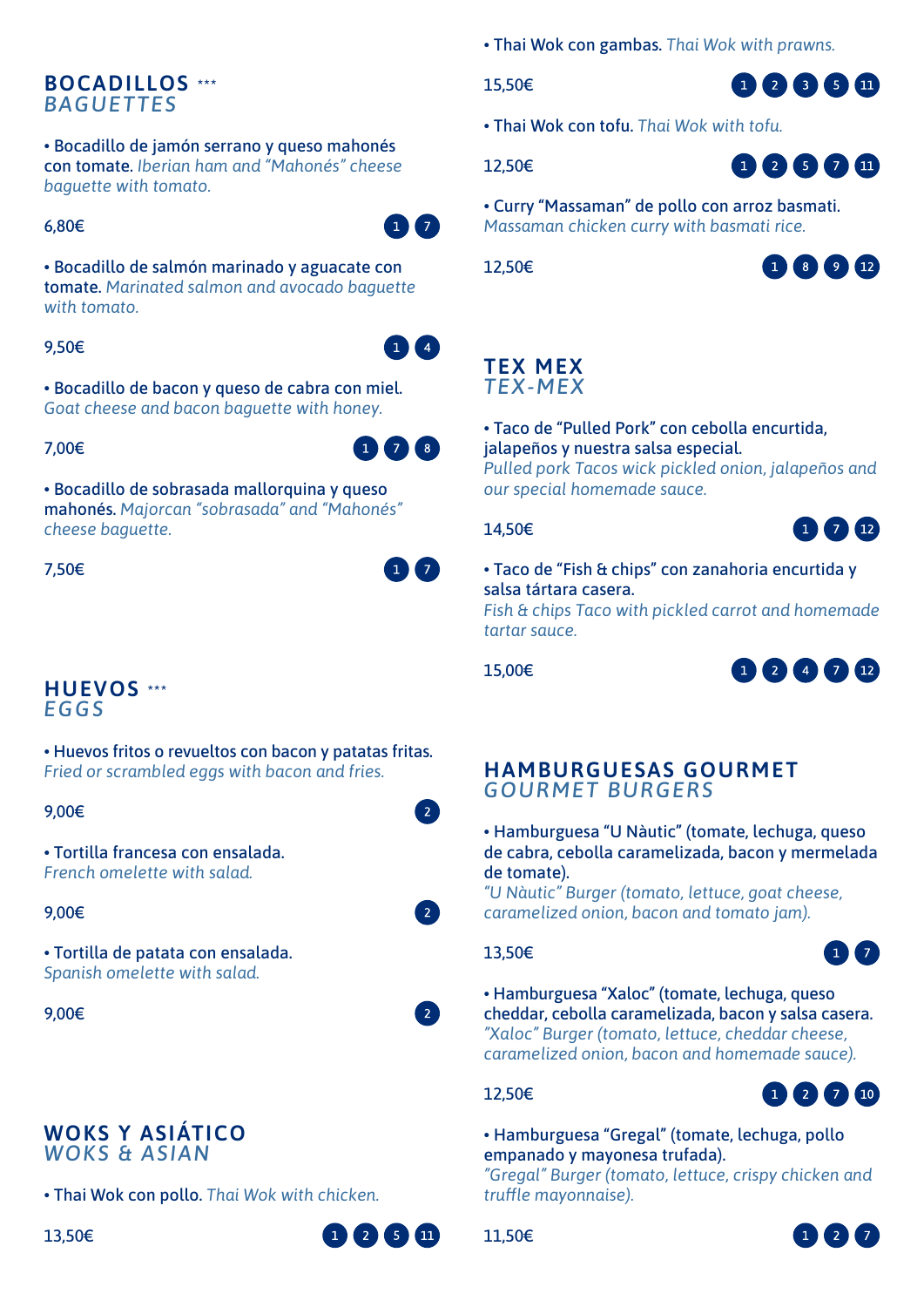## BOCADILLOS ***
### *BAGUETTES*

- **Bocadillo de jamón serrano y queso mahonés con tomate.** *Iberian ham and "Mahonés" cheese baguette with tomato.*

6,80€ — 1 7

- **Bocadillo de salmón marinado y aguacate con tomate.** *Marinated salmon and avocado baguette with tomato.*

9,50€ — 1 4

- **Bocadillo de bacon y queso de cabra con miel.** *Goat cheese and bacon baguette with honey.*

7,00€ — 1 7 8

- **Bocadillo de sobrasada mallorquina y queso mahonés.** *Majorcan "sobrasada" and "Mahonés" cheese baguette.*

7,50€ — 1 7

## HUEVOS ***
### *EGGS*

- **Huevos fritos o revueltos con bacon y patatas fritas.** *Fried or scrambled eggs with bacon and fries.*

9,00€ — 2

- **Tortilla francesa con ensalada.** *French omelette with salad.*

9,00€ — 2

- **Tortilla de patata con ensalada.** *Spanish omelette with salad.*

9,00€ — 2

## WOKS Y ASIÁTICO
### *WOKS & ASIAN*

- **Thai Wok con pollo.** *Thai Wok with chicken.*

13,50€ — 1 2 5 11

- **Thai Wok con gambas.** *Thai Wok with prawns.*

15,50€ — 1 2 3 5 11

- **Thai Wok con tofu.** *Thai Wok with tofu.*

12,50€ — 1 2 5 7 11

- **Curry "Massaman" de pollo con arroz basmati.** *Massaman chicken curry with basmati rice.*

12,50€ — 1 8 9 12

## TEX MEX
### *TEX-MEX*

- **Taco de "Pulled Pork" con cebolla encurtida, jalapeños y nuestra salsa especial.** *Pulled pork Tacos wick pickled onion, jalapeños and our special homemade sauce.*

14,50€ — 1 7 12

- **Taco de "Fish & chips" con zanahoria encurtida y salsa tártara casera.** *Fish & chips Taco with pickled carrot and homemade tartar sauce.*

15,00€ — 1 2 4 7 12

## HAMBURGUESAS GOURMET
### *GOURMET BURGERS*

- **Hamburguesa "U Nàutic" (tomate, lechuga, queso de cabra, cebolla caramelizada, bacon y mermelada de tomate).** *"U Nàutic" Burger (tomato, lettuce, goat cheese, caramelized onion, bacon and tomato jam).*

13,50€ — 1 7

- **Hamburguesa "Xaloc" (tomate, lechuga, queso cheddar, cebolla caramelizada, bacon y salsa casera.** *"Xaloc" Burger (tomato, lettuce, cheddar cheese, caramelized onion, bacon and homemade sauce).*

12,50€ — 1 2 7 10

- **Hamburguesa "Gregal" (tomate, lechuga, pollo empanado y mayonesa trufada).** *"Gregal" Burger (tomato, lettuce, crispy chicken and truffle mayonnaise).*

11,50€ — 1 2 7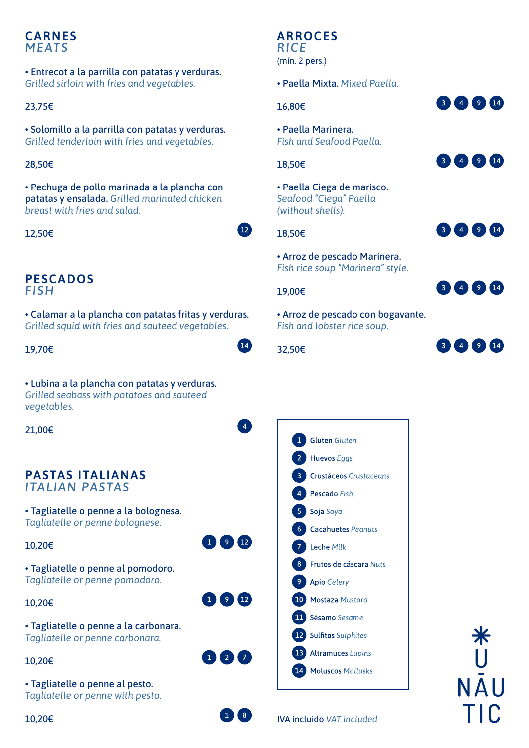## CARNES
*MEATS*

• **Entrecot a la parrilla con patatas y verduras.**
*Grilled sirloin with fries and vegetables.*

23,75€

• **Solomillo a la parrilla con patatas y verduras.**
*Grilled tenderloin with fries and vegetables.*

28,50€

• **Pechuga de pollo marinada a la plancha con patatas y ensalada.** *Grilled marinated chicken breast with fries and salad.*

12,50€ — 12

## PESCADOS
*FISH*

• **Calamar a la plancha con patatas fritas y verduras.**
*Grilled squid with fries and sauteed vegetables.*

19,70€ — 14

• **Lubina a la plancha con patatas y verduras.**
*Grilled seabass with potatoes and sauteed vegetables.*

21,00€ — 4

## PASTAS ITALIANAS
*ITALIAN PASTAS*

• **Tagliatelle o penne a la bolognesa.**
*Tagliatelle or penne bolognese.*

10,20€ — 1 9 12

• **Tagliatelle o penne al pomodoro.**
*Tagliatelle or penne pomodoro.*

10,20€ — 1 9 12

• **Tagliatelle o penne a la carbonara.**
*Tagliatelle or penne carbonara.*

10,20€ — 1 2 7

• **Tagliatelle o penne al pesto.**
*Tagliatelle or penne with pesto.*

10,20€ — 1 8

## ARROCES
*RICE*
(mín. 2 pers.)

• **Paella Mixta.** *Mixed Paella.*

16,80€ — 3 4 9 14

• **Paella Marinera.**
*Fish and Seafood Paella.*

18,50€ — 3 4 9 14

• **Paella Ciega de marisco.**
*Seafood "Ciega" Paella (without shells).*

18,50€ — 3 4 9 14

• **Arroz de pescado Marinera.**
*Fish rice soup "Marinera" style.*

19,00€ — 3 4 9 14

• **Arroz de pescado con bogavante.**
*Fish and lobster rice soup.*

32,50€ — 3 4 9 14

1. Gluten *Gluten*
2. Huevos *Eggs*
3. Crustáceos *Crustaceans*
4. Pescado *Fish*
5. Soja *Soya*
6. Cacahuetes *Peanuts*
7. Leche *Milk*
8. Frutos de cáscara *Nuts*
9. Apio *Celery*
10. Mostaza *Mustard*
11. Sésamo *Sesame*
12. Sulfitos *Sulphites*
13. Altramuces *Lupins*
14. Moluscos *Mollusks*

IVA incluido *VAT included*

U NĀU TIC